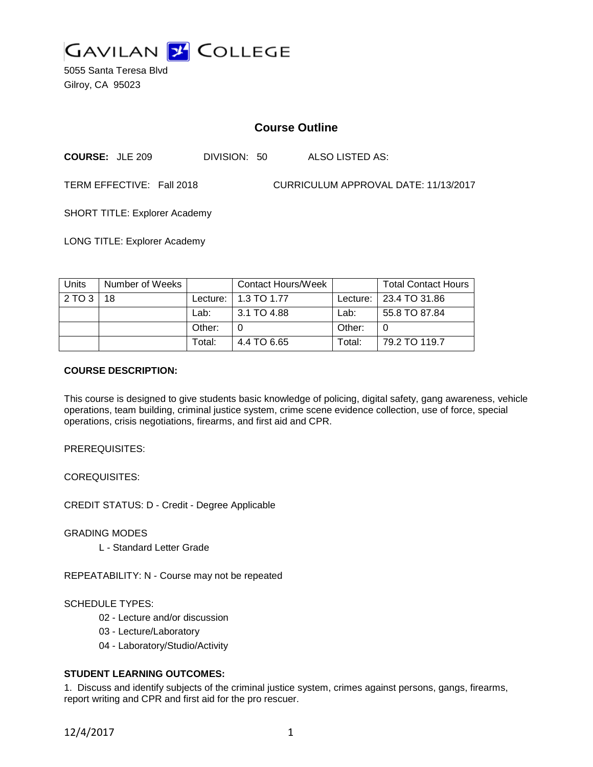GAVILAN COLLEGE

5055 Santa Teresa Blvd
Gilroy, CA 95023

# Course Outline

**COURSE:** JLE 209 DIVISION: 50 ALSO LISTED AS:

TERM EFFECTIVE: Fall 2018 CURRICULUM APPROVAL DATE: 11/13/2017

SHORT TITLE: Explorer Academy

LONG TITLE: Explorer Academy

| Units | Number of Weeks | | Contact Hours/Week | | Total Contact Hours |
|---|---|---|---|---|---|
| 2 TO 3 | 18 | Lecture: | 1.3 TO 1.77 | Lecture: | 23.4 TO 31.86 |
| | | Lab: | 3.1 TO 4.88 | Lab: | 55.8 TO 87.84 |
| | | Other: | 0 | Other: | 0 |
| | | Total: | 4.4 TO 6.65 | Total: | 79.2 TO 119.7 |

**COURSE DESCRIPTION:**

This course is designed to give students basic knowledge of policing, digital safety, gang awareness, vehicle operations, team building, criminal justice system, crime scene evidence collection, use of force, special operations, crisis negotiations, firearms, and first aid and CPR.

PREREQUISITES:

COREQUISITES:

CREDIT STATUS: D - Credit - Degree Applicable

GRADING MODES

L - Standard Letter Grade

REPEATABILITY: N - Course may not be repeated

SCHEDULE TYPES:

02 - Lecture and/or discussion
03 - Lecture/Laboratory
04 - Laboratory/Studio/Activity

**STUDENT LEARNING OUTCOMES:**

1. Discuss and identify subjects of the criminal justice system, crimes against persons, gangs, firearms, report writing and CPR and first aid for the pro rescuer.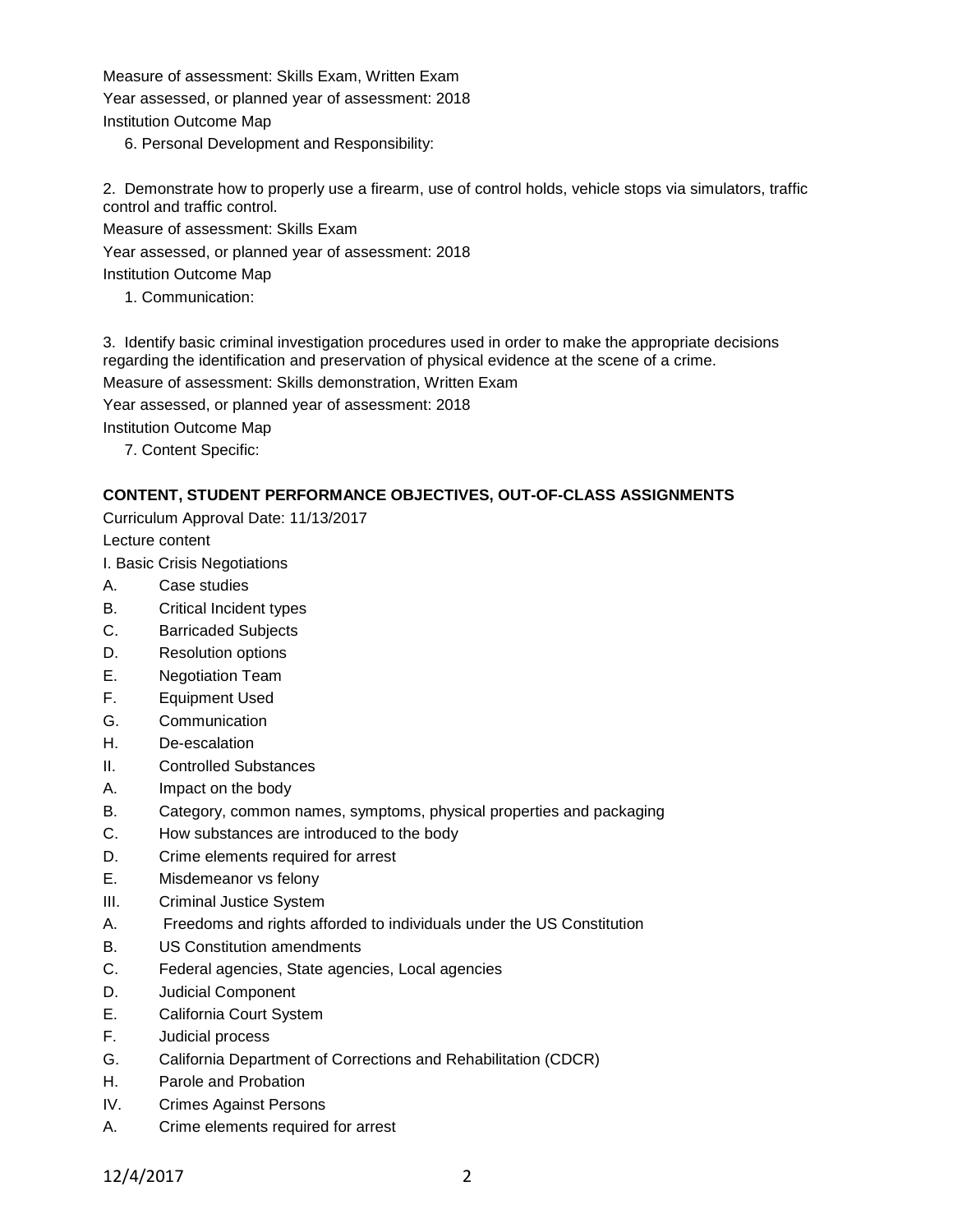Measure of assessment: Skills Exam, Written Exam

Year assessed, or planned year of assessment: 2018

Institution Outcome Map

6. Personal Development and Responsibility:

2. Demonstrate how to properly use a firearm, use of control holds, vehicle stops via simulators, traffic control and traffic control.

Measure of assessment: Skills Exam

Year assessed, or planned year of assessment: 2018

Institution Outcome Map

1. Communication:

3. Identify basic criminal investigation procedures used in order to make the appropriate decisions regarding the identification and preservation of physical evidence at the scene of a crime.

Measure of assessment: Skills demonstration, Written Exam

Year assessed, or planned year of assessment: 2018

Institution Outcome Map

7. Content Specific:

**CONTENT, STUDENT PERFORMANCE OBJECTIVES, OUT-OF-CLASS ASSIGNMENTS**

Curriculum Approval Date: 11/13/2017

Lecture content

I. Basic Crisis Negotiations

A. Case studies

B. Critical Incident types

C. Barricaded Subjects

D. Resolution options

E. Negotiation Team

F. Equipment Used

G. Communication

H. De-escalation

II. Controlled Substances

A. Impact on the body

B. Category, common names, symptoms, physical properties and packaging

C. How substances are introduced to the body

D. Crime elements required for arrest

E. Misdemeanor vs felony

III. Criminal Justice System

A. Freedoms and rights afforded to individuals under the US Constitution

B. US Constitution amendments

C. Federal agencies, State agencies, Local agencies

D. Judicial Component

E. California Court System

F. Judicial process

G. California Department of Corrections and Rehabilitation (CDCR)

H. Parole and Probation

IV. Crimes Against Persons

A. Crime elements required for arrest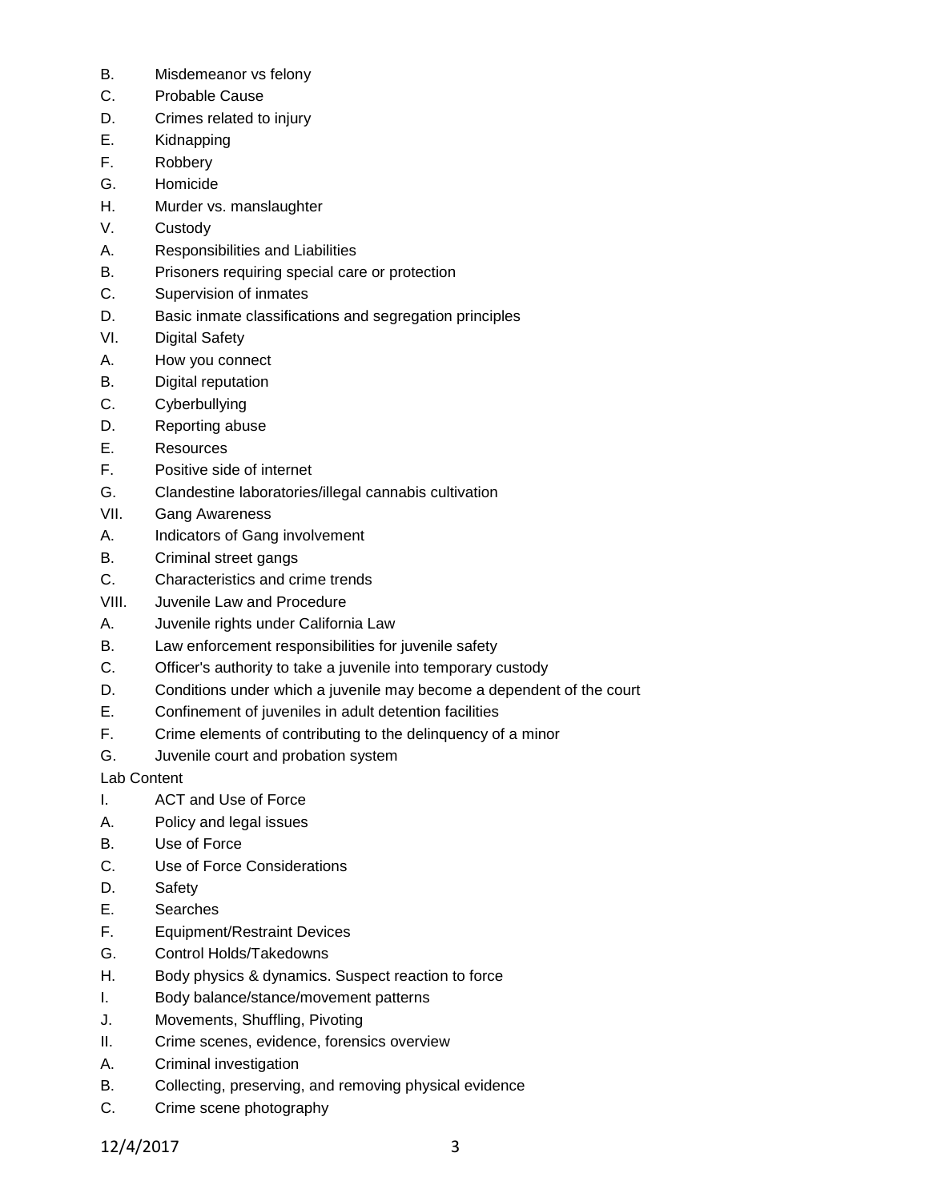B. Misdemeanor vs felony
C. Probable Cause
D. Crimes related to injury
E. Kidnapping
F. Robbery
G. Homicide
H. Murder vs. manslaughter
V. Custody
A. Responsibilities and Liabilities
B. Prisoners requiring special care or protection
C. Supervision of inmates
D. Basic inmate classifications and segregation principles
VI. Digital Safety
A. How you connect
B. Digital reputation
C. Cyberbullying
D. Reporting abuse
E. Resources
F. Positive side of internet
G. Clandestine laboratories/illegal cannabis cultivation
VII. Gang Awareness
A. Indicators of Gang involvement
B. Criminal street gangs
C. Characteristics and crime trends
VIII. Juvenile Law and Procedure
A. Juvenile rights under California Law
B. Law enforcement responsibilities for juvenile safety
C. Officer's authority to take a juvenile into temporary custody
D. Conditions under which a juvenile may become a dependent of the court
E. Confinement of juveniles in adult detention facilities
F. Crime elements of contributing to the delinquency of a minor
G. Juvenile court and probation system

Lab Content

I. ACT and Use of Force
A. Policy and legal issues
B. Use of Force
C. Use of Force Considerations
D. Safety
E. Searches
F. Equipment/Restraint Devices
G. Control Holds/Takedowns
H. Body physics & dynamics. Suspect reaction to force
I. Body balance/stance/movement patterns
J. Movements, Shuffling, Pivoting
II. Crime scenes, evidence, forensics overview
A. Criminal investigation
B. Collecting, preserving, and removing physical evidence
C. Crime scene photography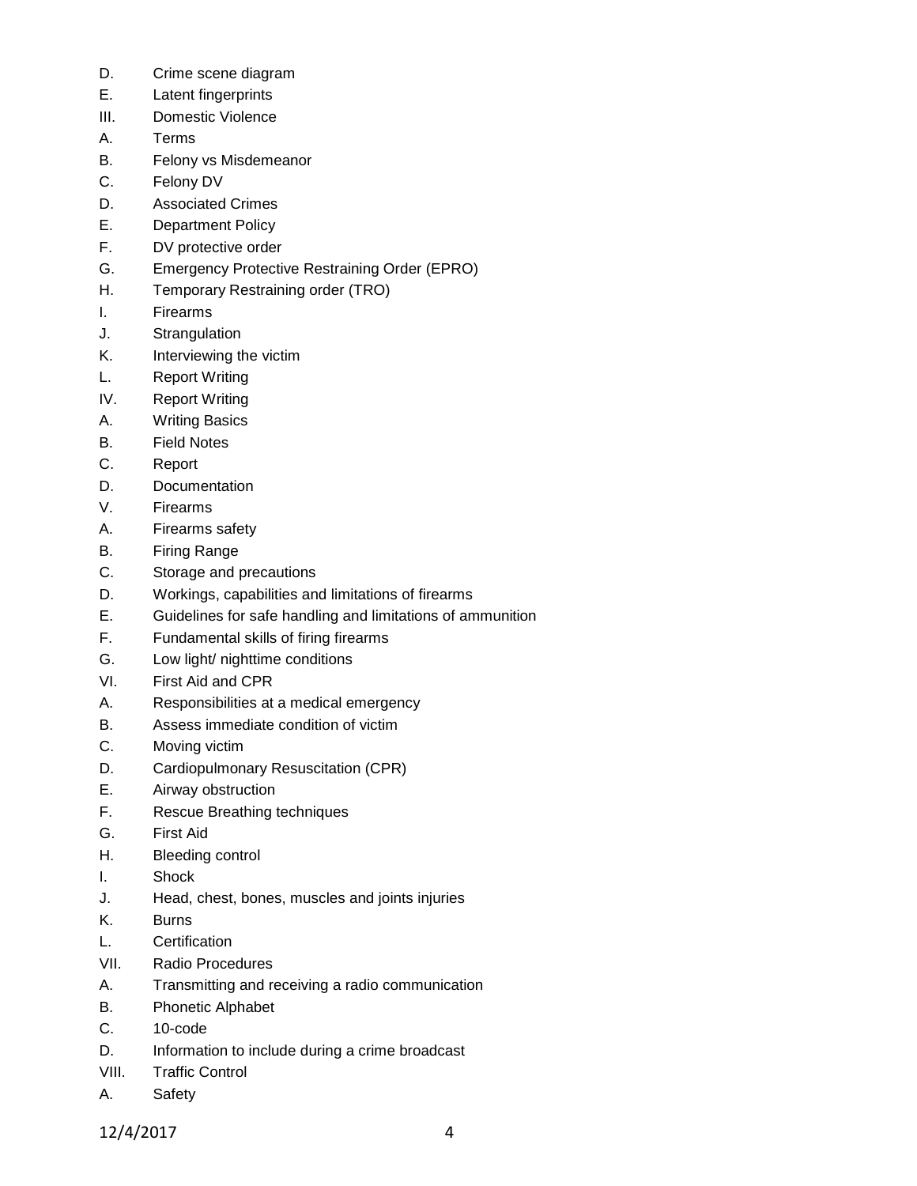D. Crime scene diagram
E. Latent fingerprints
III. Domestic Violence
A. Terms
B. Felony vs Misdemeanor
C. Felony DV
D. Associated Crimes
E. Department Policy
F. DV protective order
G. Emergency Protective Restraining Order (EPRO)
H. Temporary Restraining order (TRO)
I. Firearms
J. Strangulation
K. Interviewing the victim
L. Report Writing
IV. Report Writing
A. Writing Basics
B. Field Notes
C. Report
D. Documentation
V. Firearms
A. Firearms safety
B. Firing Range
C. Storage and precautions
D. Workings, capabilities and limitations of firearms
E. Guidelines for safe handling and limitations of ammunition
F. Fundamental skills of firing firearms
G. Low light/ nighttime conditions
VI. First Aid and CPR
A. Responsibilities at a medical emergency
B. Assess immediate condition of victim
C. Moving victim
D. Cardiopulmonary Resuscitation (CPR)
E. Airway obstruction
F. Rescue Breathing techniques
G. First Aid
H. Bleeding control
I. Shock
J. Head, chest, bones, muscles and joints injuries
K. Burns
L. Certification
VII. Radio Procedures
A. Transmitting and receiving a radio communication
B. Phonetic Alphabet
C. 10-code
D. Information to include during a crime broadcast
VIII. Traffic Control
A. Safety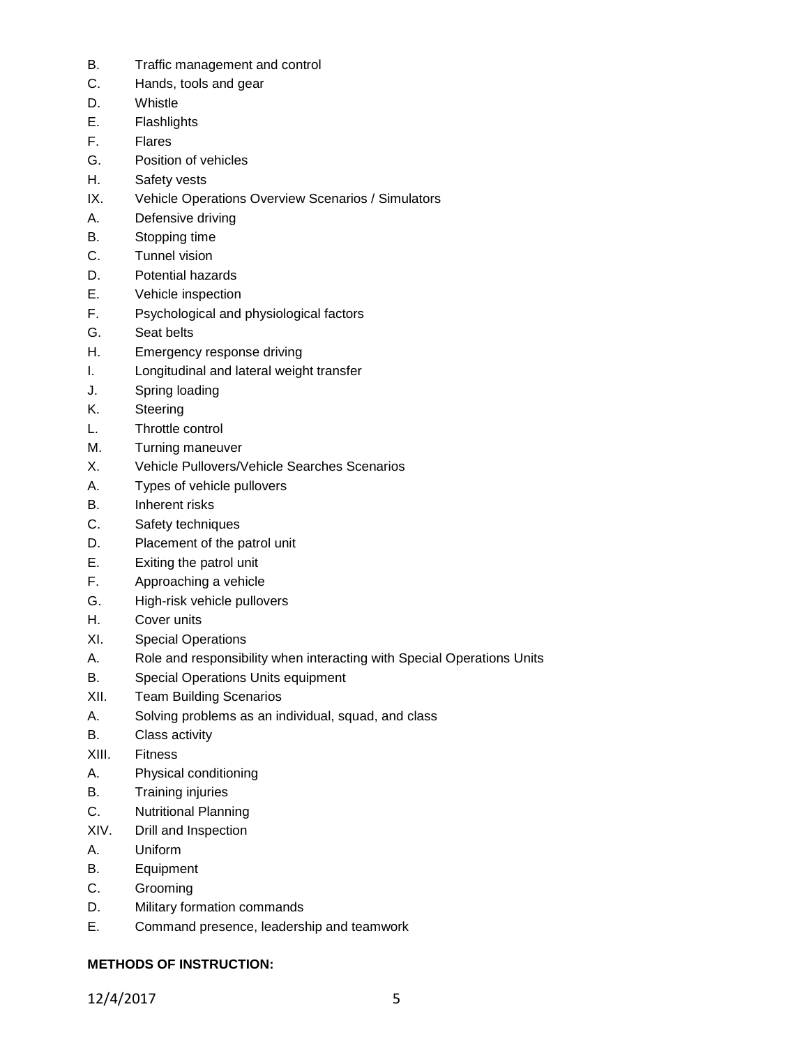B. Traffic management and control
C. Hands, tools and gear
D. Whistle
E. Flashlights
F. Flares
G. Position of vehicles
H. Safety vests
IX. Vehicle Operations Overview Scenarios / Simulators
A. Defensive driving
B. Stopping time
C. Tunnel vision
D. Potential hazards
E. Vehicle inspection
F. Psychological and physiological factors
G. Seat belts
H. Emergency response driving
I. Longitudinal and lateral weight transfer
J. Spring loading
K. Steering
L. Throttle control
M. Turning maneuver
X. Vehicle Pullovers/Vehicle Searches Scenarios
A. Types of vehicle pullovers
B. Inherent risks
C. Safety techniques
D. Placement of the patrol unit
E. Exiting the patrol unit
F. Approaching a vehicle
G. High-risk vehicle pullovers
H. Cover units
XI. Special Operations
A. Role and responsibility when interacting with Special Operations Units
B. Special Operations Units equipment
XII. Team Building Scenarios
A. Solving problems as an individual, squad, and class
B. Class activity
XIII. Fitness
A. Physical conditioning
B. Training injuries
C. Nutritional Planning
XIV. Drill and Inspection
A. Uniform
B. Equipment
C. Grooming
D. Military formation commands
E. Command presence, leadership and teamwork

**METHODS OF INSTRUCTION:**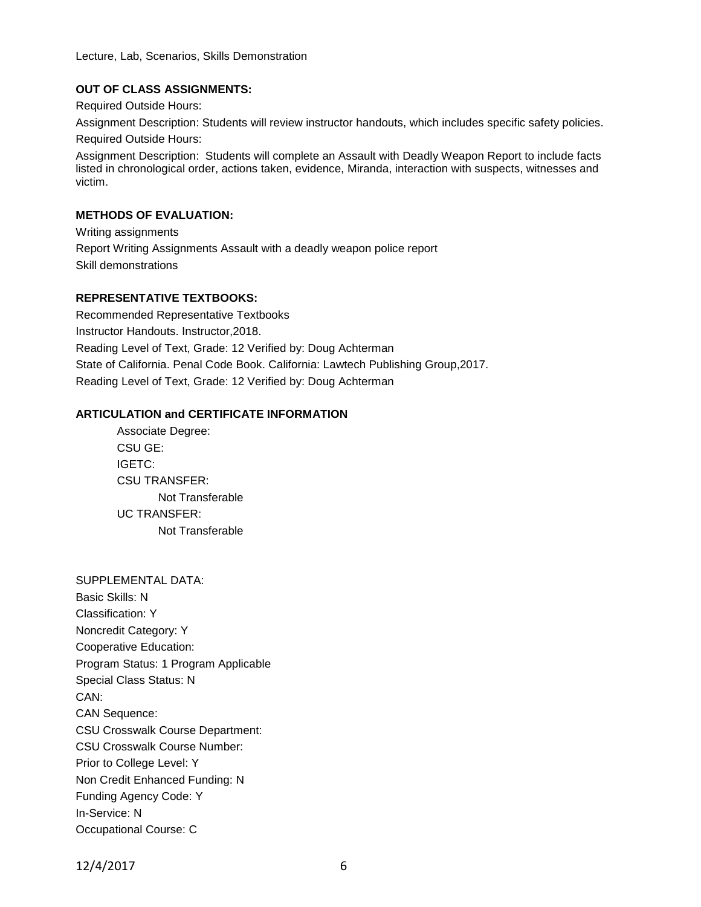Lecture, Lab, Scenarios, Skills Demonstration

**OUT OF CLASS ASSIGNMENTS:**

Required Outside Hours:

Assignment Description: Students will review instructor handouts, which includes specific safety policies.

Required Outside Hours:

Assignment Description: Students will complete an Assault with Deadly Weapon Report to include facts listed in chronological order, actions taken, evidence, Miranda, interaction with suspects, witnesses and victim.

**METHODS OF EVALUATION:**

Writing assignments

Report Writing Assignments Assault with a deadly weapon police report

Skill demonstrations

**REPRESENTATIVE TEXTBOOKS:**

Recommended Representative Textbooks

Instructor Handouts. Instructor,2018.

Reading Level of Text, Grade: 12 Verified by: Doug Achterman

State of California. Penal Code Book. California: Lawtech Publishing Group,2017.

Reading Level of Text, Grade: 12 Verified by: Doug Achterman

**ARTICULATION and CERTIFICATE INFORMATION**

Associate Degree:

CSU GE:

IGETC:

CSU TRANSFER:

Not Transferable

UC TRANSFER:

Not Transferable

SUPPLEMENTAL DATA:

Basic Skills: N

Classification: Y

Noncredit Category: Y

Cooperative Education:

Program Status: 1 Program Applicable

Special Class Status: N

CAN:

CAN Sequence:

CSU Crosswalk Course Department:

CSU Crosswalk Course Number:

Prior to College Level: Y

Non Credit Enhanced Funding: N

Funding Agency Code: Y

In-Service: N

Occupational Course: C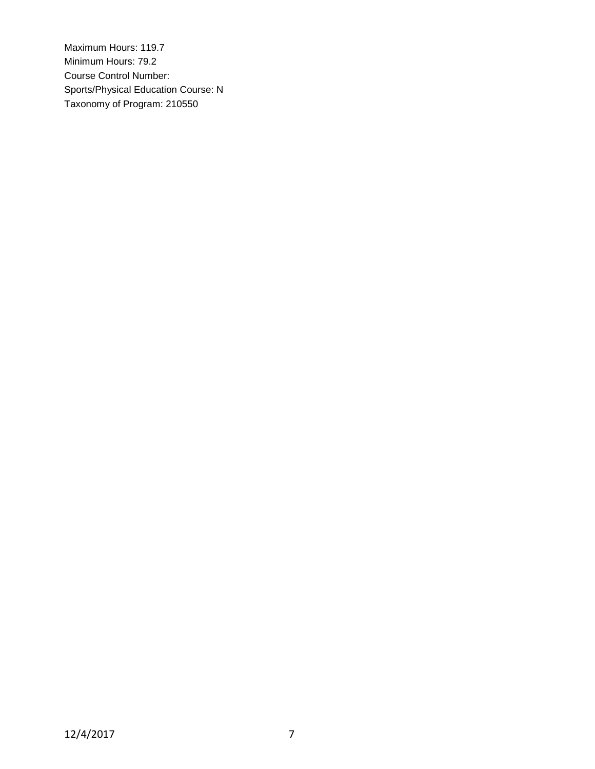Maximum Hours: 119.7
Minimum Hours: 79.2
Course Control Number:
Sports/Physical Education Course: N
Taxonomy of Program: 210550